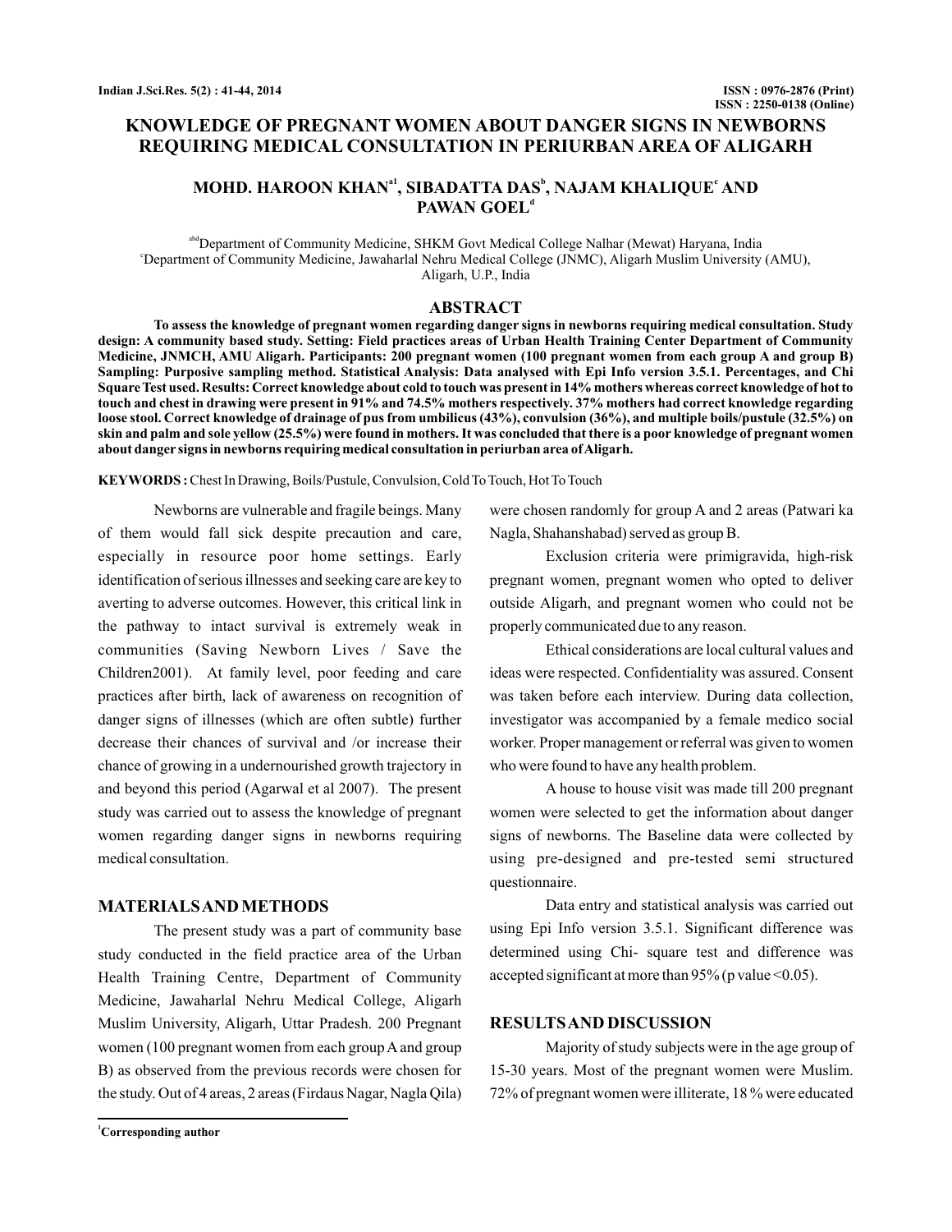# KNOWLEDGE OF PREGNANT WOMEN ABOUT DANGER SIGNS IN NEWBORNS REQUIRING MEDICAL CONSULTATION IN PERIURBAN AREA OF ALIGARH

**MOHD. HAROON KHAN[a1], SIBADATTA DAS[b], NAJAM KHALIQUE[c] AND PAWAN GOEL[d]**

[abd]Department of Community Medicine, SHKM Govt Medical College Nalhar (Mewat) Haryana, India
[c]Department of Community Medicine, Jawaharlal Nehru Medical College (JNMC), Aligarh Muslim University (AMU), Aligarh, U.P., India

## ABSTRACT

**To assess the knowledge of pregnant women regarding danger signs in newborns requiring medical consultation. Study design: A community based study. Setting: Field practices areas of Urban Health Training Center Department of Community Medicine, JNMCH, AMU Aligarh. Participants: 200 pregnant women (100 pregnant women from each group A and group B) Sampling: Purposive sampling method. Statistical Analysis: Data analysed with Epi Info version 3.5.1. Percentages, and Chi Square Test used. Results: Correct knowledge about cold to touch was present in 14% mothers whereas correct knowledge of hot to touch and chest in drawing were present in 91% and 74.5% mothers respectively. 37% mothers had correct knowledge regarding loose stool. Correct knowledge of drainage of pus from umbilicus (43%), convulsion (36%), and multiple boils/pustule (32.5%) on skin and palm and sole yellow (25.5%) were found in mothers. It was concluded that there is a poor knowledge of pregnant women about danger signs in newborns requiring medical consultation in periurban area of Aligarh.**

**KEYWORDS :** Chest In Drawing, Boils/Pustule, Convulsion, Cold To Touch, Hot To Touch

Newborns are vulnerable and fragile beings. Many of them would fall sick despite precaution and care, especially in resource poor home settings. Early identification of serious illnesses and seeking care are key to averting to adverse outcomes. However, this critical link in the pathway to intact survival is extremely weak in communities (Saving Newborn Lives / Save the Children2001). At family level, poor feeding and care practices after birth, lack of awareness on recognition of danger signs of illnesses (which are often subtle) further decrease their chances of survival and /or increase their chance of growing in a undernourished growth trajectory in and beyond this period (Agarwal et al 2007). The present study was carried out to assess the knowledge of pregnant women regarding danger signs in newborns requiring medical consultation.

## MATERIALS AND METHODS

The present study was a part of community base study conducted in the field practice area of the Urban Health Training Centre, Department of Community Medicine, Jawaharlal Nehru Medical College, Aligarh Muslim University, Aligarh, Uttar Pradesh. 200 Pregnant women (100 pregnant women from each group A and group B) as observed from the previous records were chosen for the study. Out of 4 areas, 2 areas (Firdaus Nagar, Nagla Qila) were chosen randomly for group A and 2 areas (Patwari ka Nagla, Shahanshabad) served as group B.

Exclusion criteria were primigravida, high-risk pregnant women, pregnant women who opted to deliver outside Aligarh, and pregnant women who could not be properly communicated due to any reason.

Ethical considerations are local cultural values and ideas were respected. Confidentiality was assured. Consent was taken before each interview. During data collection, investigator was accompanied by a female medico social worker. Proper management or referral was given to women who were found to have any health problem.

A house to house visit was made till 200 pregnant women were selected to get the information about danger signs of newborns. The Baseline data were collected by using pre-designed and pre-tested semi structured questionnaire.

Data entry and statistical analysis was carried out using Epi Info version 3.5.1. Significant difference was determined using Chi- square test and difference was accepted significant at more than 95% (p value <0.05).

## RESULTS AND DISCUSSION

Majority of study subjects were in the age group of 15-30 years. Most of the pregnant women were Muslim. 72% of pregnant women were illiterate, 18 % were educated

[1]Corresponding author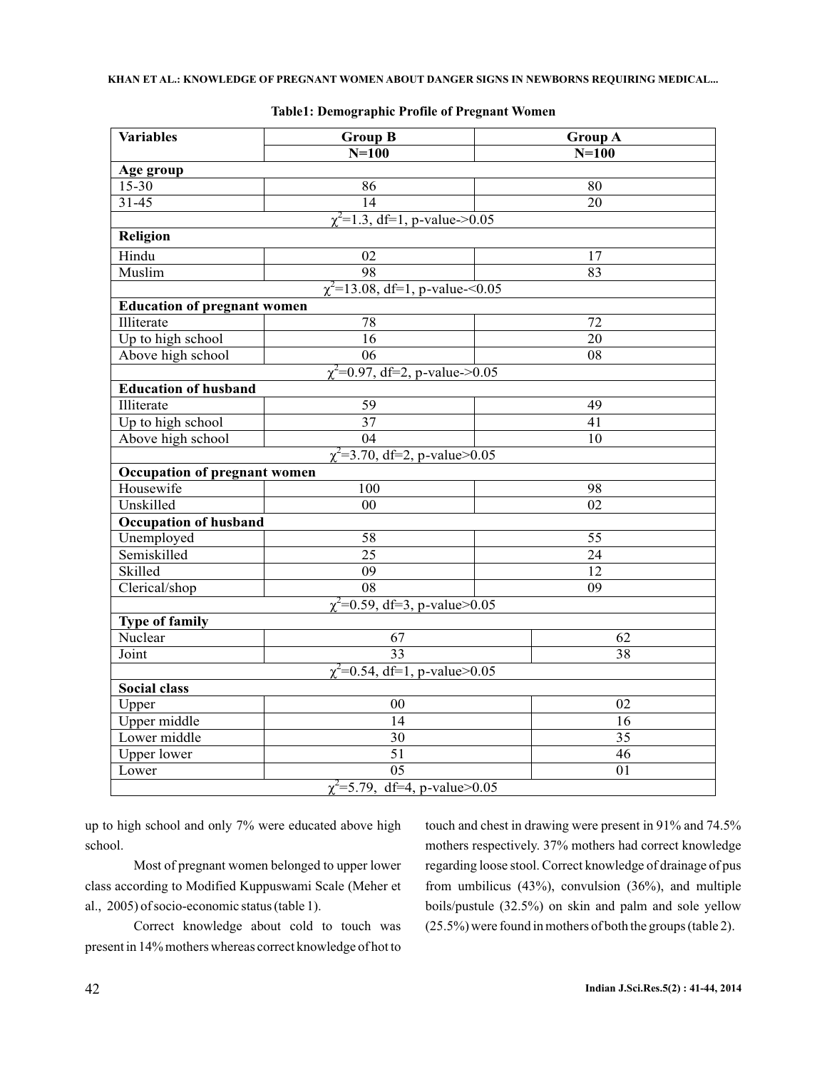**Table1: Demographic Profile of Pregnant Women**

| Variables | Group B | Group A |
|---|---|---|
| | N=100 | N=100 |
| **Age group** | | |
| 15-30 | 86 | 80 |
| 31-45 | 14 | 20 |
| $\chi^2$=1.3, df=1, p-value->0.05 | | |
| **Religion** | | |
| Hindu | 02 | 17 |
| Muslim | 98 | 83 |
| $\chi^2$=13.08, df=1, p-value-<0.05 | | |
| **Education of pregnant women** | | |
| Illiterate | 78 | 72 |
| Up to high school | 16 | 20 |
| Above high school | 06 | 08 |
| $\chi^2$=0.97, df=2, p-value->0.05 | | |
| **Education of husband** | | |
| Illiterate | 59 | 49 |
| Up to high school | 37 | 41 |
| Above high school | 04 | 10 |
| $\chi^2$=3.70, df=2, p-value>0.05 | | |
| **Occupation of pregnant women** | | |
| Housewife | 100 | 98 |
| Unskilled | 00 | 02 |
| **Occupation of husband** | | |
| Unemployed | 58 | 55 |
| Semiskilled | 25 | 24 |
| Skilled | 09 | 12 |
| Clerical/shop | 08 | 09 |
| $\chi^2$=0.59, df=3, p-value>0.05 | | |
| **Type of family** | | |
| Nuclear | 67 | 62 |
| Joint | 33 | 38 |
| $\chi^2$=0.54, df=1, p-value>0.05 | | |
| **Social class** | | |
| Upper | 00 | 02 |
| Upper middle | 14 | 16 |
| Lower middle | 30 | 35 |
| Upper lower | 51 | 46 |
| Lower | 05 | 01 |
| $\chi^2$=5.79, df=4, p-value>0.05 | | |

up to high school and only 7% were educated above high school.

Most of pregnant women belonged to upper lower class according to Modified Kuppuswami Scale (Meher et al., 2005) of socio-economic status (table 1).

Correct knowledge about cold to touch was present in 14% mothers whereas correct knowledge of hot to touch and chest in drawing were present in 91% and 74.5% mothers respectively. 37% mothers had correct knowledge regarding loose stool. Correct knowledge of drainage of pus from umbilicus (43%), convulsion (36%), and multiple boils/pustule (32.5%) on skin and palm and sole yellow (25.5%) were found in mothers of both the groups (table 2).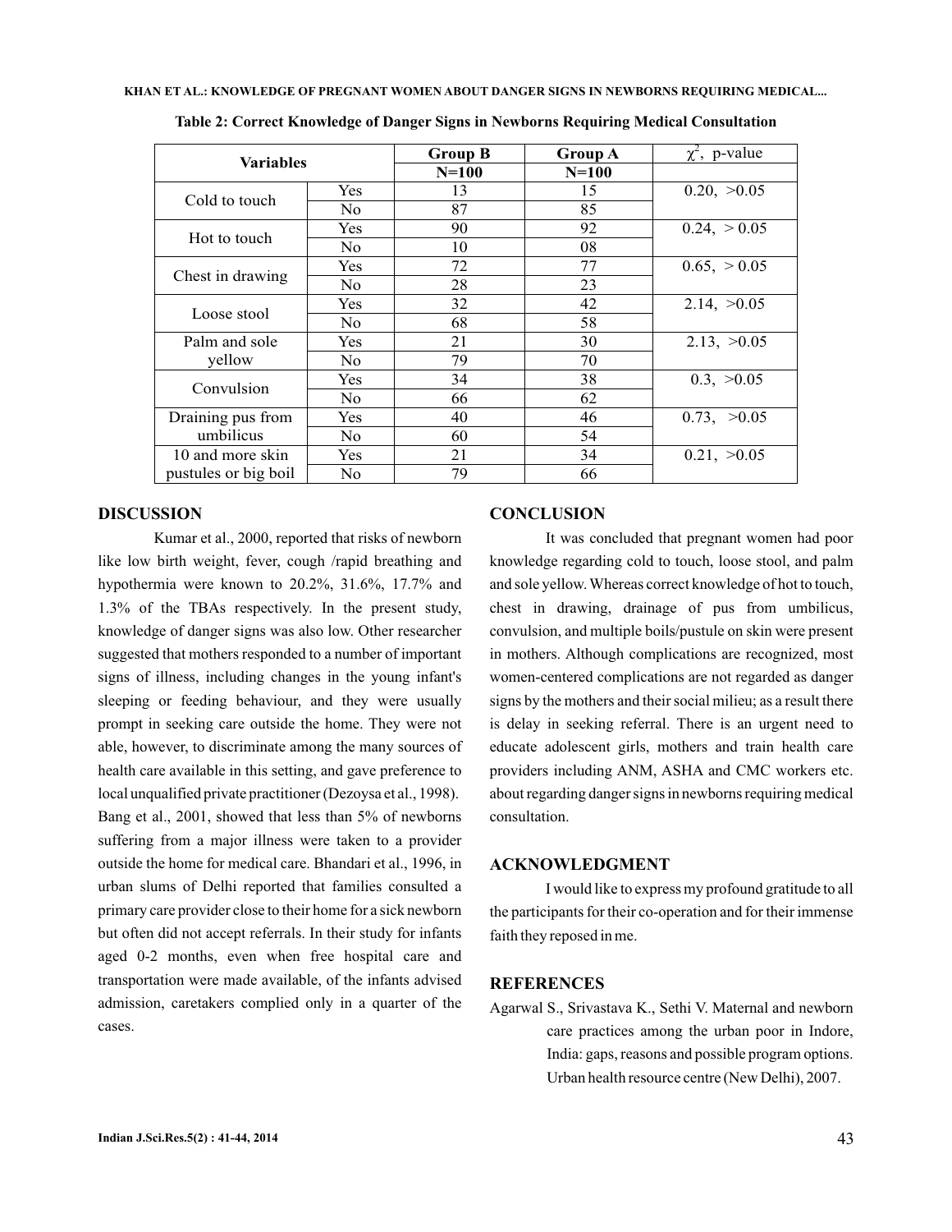**Table 2: Correct Knowledge of Danger Signs in Newborns Requiring Medical Consultation**

| Variables | | Group B | Group A | $\chi^2$, p-value |
|---|---|---|---|---|
| | | N=100 | N=100 | |
| Cold to touch | Yes | 13 | 15 | 0.20, >0.05 |
| | No | 87 | 85 | |
| Hot to touch | Yes | 90 | 92 | 0.24, > 0.05 |
| | No | 10 | 08 | |
| Chest in drawing | Yes | 72 | 77 | 0.65, > 0.05 |
| | No | 28 | 23 | |
| Loose stool | Yes | 32 | 42 | 2.14, >0.05 |
| | No | 68 | 58 | |
| Palm and sole yellow | Yes | 21 | 30 | 2.13, >0.05 |
| | No | 79 | 70 | |
| Convulsion | Yes | 34 | 38 | 0.3, >0.05 |
| | No | 66 | 62 | |
| Draining pus from umbilicus | Yes | 40 | 46 | 0.73, >0.05 |
| | No | 60 | 54 | |
| 10 and more skin pustules or big boil | Yes | 21 | 34 | 0.21, >0.05 |
| | No | 79 | 66 | |

## DISCUSSION

Kumar et al., 2000, reported that risks of newborn like low birth weight, fever, cough /rapid breathing and hypothermia were known to 20.2%, 31.6%, 17.7% and 1.3% of the TBAs respectively. In the present study, knowledge of danger signs was also low. Other researcher suggested that mothers responded to a number of important signs of illness, including changes in the young infant's sleeping or feeding behaviour, and they were usually prompt in seeking care outside the home. They were not able, however, to discriminate among the many sources of health care available in this setting, and gave preference to local unqualified private practitioner (Dezoysa et al., 1998). Bang et al., 2001, showed that less than 5% of newborns suffering from a major illness were taken to a provider outside the home for medical care. Bhandari et al., 1996, in urban slums of Delhi reported that families consulted a primary care provider close to their home for a sick newborn but often did not accept referrals. In their study for infants aged 0-2 months, even when free hospital care and transportation were made available, of the infants advised admission, caretakers complied only in a quarter of the cases.

## CONCLUSION

It was concluded that pregnant women had poor knowledge regarding cold to touch, loose stool, and palm and sole yellow. Whereas correct knowledge of hot to touch, chest in drawing, drainage of pus from umbilicus, convulsion, and multiple boils/pustule on skin were present in mothers. Although complications are recognized, most women-centered complications are not regarded as danger signs by the mothers and their social milieu; as a result there is delay in seeking referral. There is an urgent need to educate adolescent girls, mothers and train health care providers including ANM, ASHA and CMC workers etc. about regarding danger signs in newborns requiring medical consultation.

## ACKNOWLEDGMENT

I would like to express my profound gratitude to all the participants for their co-operation and for their immense faith they reposed in me.

## REFERENCES

Agarwal S., Srivastava K., Sethi V. Maternal and newborn care practices among the urban poor in Indore, India: gaps, reasons and possible program options. Urban health resource centre (New Delhi), 2007.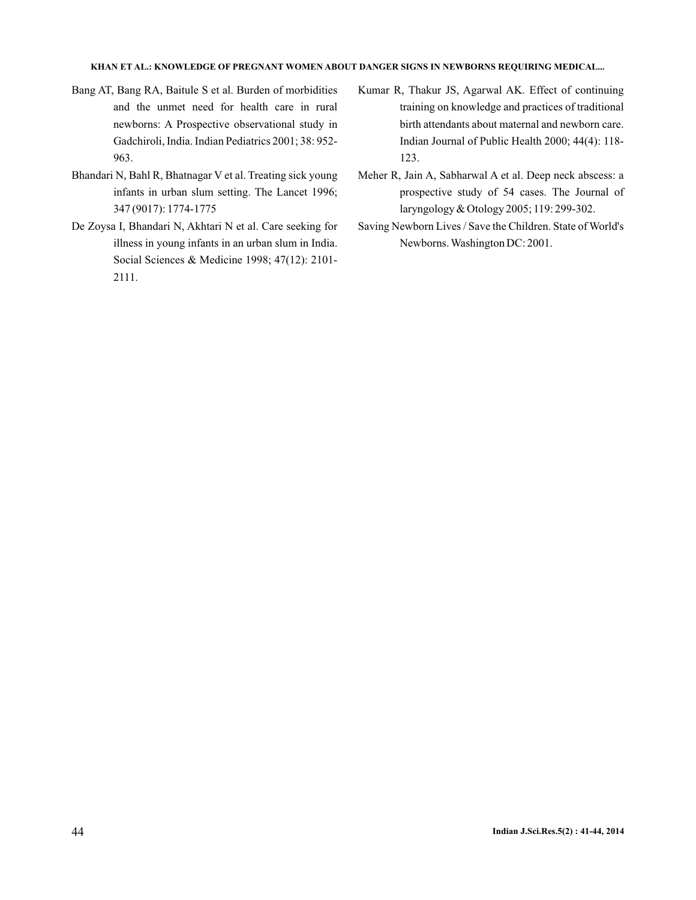Bang AT, Bang RA, Baitule S et al. Burden of morbidities and the unmet need for health care in rural newborns: A Prospective observational study in Gadchiroli, India. Indian Pediatrics 2001; 38: 952-963.

Bhandari N, Bahl R, Bhatnagar V et al. Treating sick young infants in urban slum setting. The Lancet 1996; 347 (9017): 1774-1775

De Zoysa I, Bhandari N, Akhtari N et al. Care seeking for illness in young infants in an urban slum in India. Social Sciences & Medicine 1998; 47(12): 2101-2111.

Kumar R, Thakur JS, Agarwal AK. Effect of continuing training on knowledge and practices of traditional birth attendants about maternal and newborn care. Indian Journal of Public Health 2000; 44(4): 118-123.

Meher R, Jain A, Sabharwal A et al. Deep neck abscess: a prospective study of 54 cases. The Journal of laryngology & Otology 2005; 119: 299-302.

Saving Newborn Lives / Save the Children. State of World's Newborns. Washington DC: 2001.